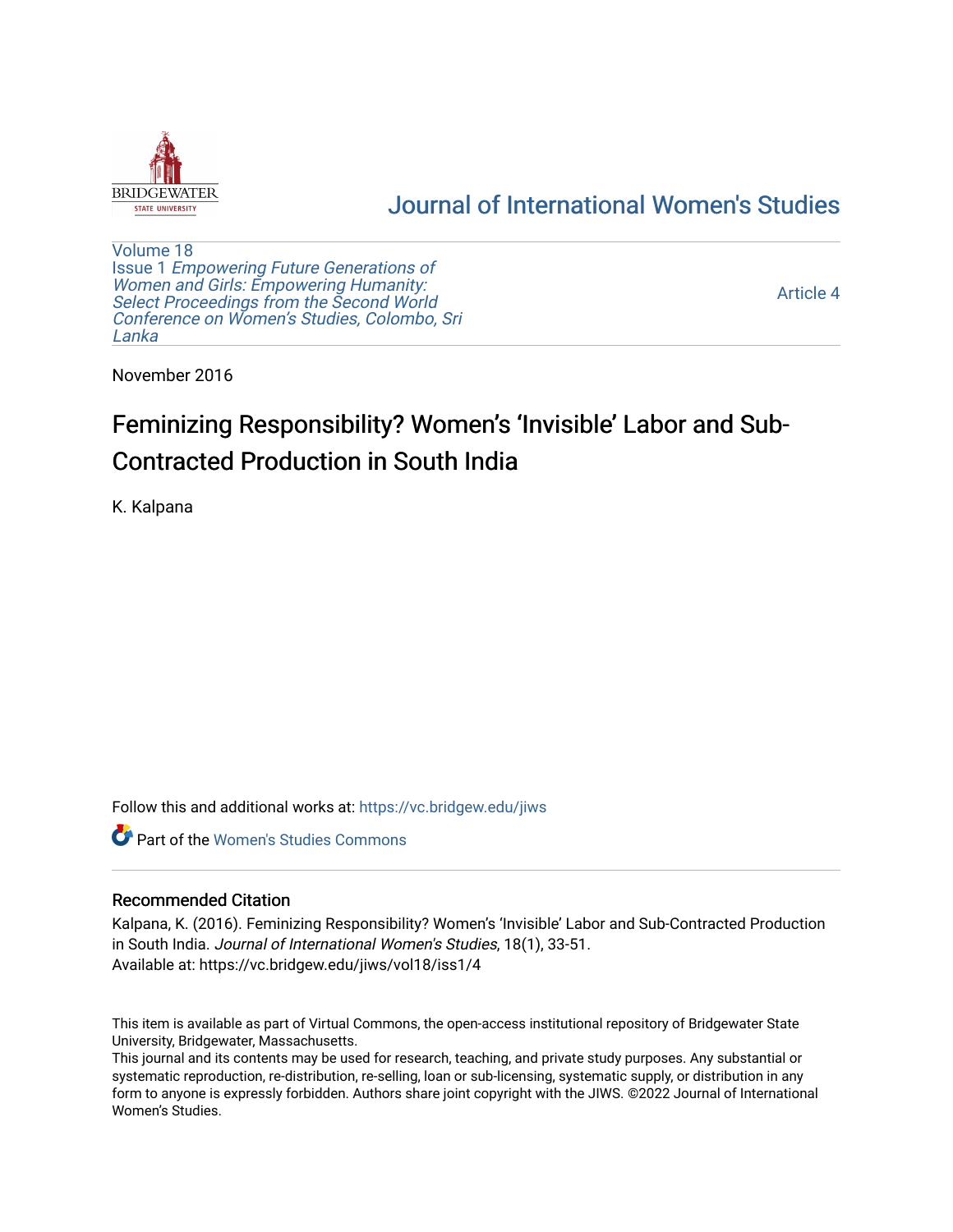Journal of International Women's Studies

Volume 18
Issue 1 *Empowering Future Generations of Women and Girls: Empowering Humanity: Select Proceedings from the Second World Conference on Women's Studies, Colombo, Sri Lanka*

Article 4

November 2016

# Feminizing Responsibility? Women's 'Invisible' Labor and Sub-Contracted Production in South India

K. Kalpana

Follow this and additional works at: https://vc.bridgew.edu/jiws

Part of the Women's Studies Commons

## Recommended Citation

Kalpana, K. (2016). Feminizing Responsibility? Women's 'Invisible' Labor and Sub-Contracted Production in South India. *Journal of International Women's Studies*, 18(1), 33-51.
Available at: https://vc.bridgew.edu/jiws/vol18/iss1/4

This item is available as part of Virtual Commons, the open-access institutional repository of Bridgewater State University, Bridgewater, Massachusetts.
This journal and its contents may be used for research, teaching, and private study purposes. Any substantial or systematic reproduction, re-distribution, re-selling, loan or sub-licensing, systematic supply, or distribution in any form to anyone is expressly forbidden. Authors share joint copyright with the JIWS. ©2022 Journal of International Women's Studies.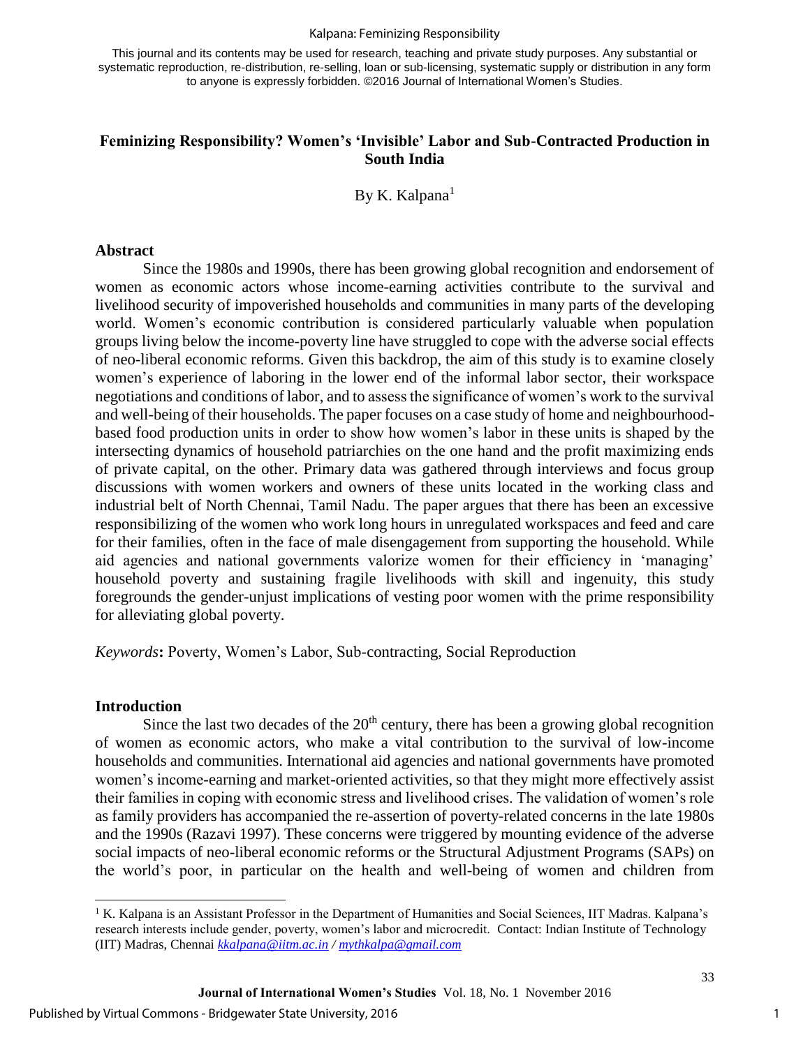This journal and its contents may be used for research, teaching and private study purposes. Any substantial or systematic reproduction, re-distribution, re-selling, loan or sub-licensing, systematic supply or distribution in any form to anyone is expressly forbidden. ©2016 Journal of International Women's Studies.

# Feminizing Responsibility? Women's 'Invisible' Labor and Sub-Contracted Production in South India

By K. Kalpana[1]

## Abstract

Since the 1980s and 1990s, there has been growing global recognition and endorsement of women as economic actors whose income-earning activities contribute to the survival and livelihood security of impoverished households and communities in many parts of the developing world. Women's economic contribution is considered particularly valuable when population groups living below the income-poverty line have struggled to cope with the adverse social effects of neo-liberal economic reforms. Given this backdrop, the aim of this study is to examine closely women's experience of laboring in the lower end of the informal labor sector, their workspace negotiations and conditions of labor, and to assess the significance of women's work to the survival and well-being of their households. The paper focuses on a case study of home and neighbourhood-based food production units in order to show how women's labor in these units is shaped by the intersecting dynamics of household patriarchies on the one hand and the profit maximizing ends of private capital, on the other. Primary data was gathered through interviews and focus group discussions with women workers and owners of these units located in the working class and industrial belt of North Chennai, Tamil Nadu. The paper argues that there has been an excessive responsibilizing of the women who work long hours in unregulated workspaces and feed and care for their families, often in the face of male disengagement from supporting the household. While aid agencies and national governments valorize women for their efficiency in 'managing' household poverty and sustaining fragile livelihoods with skill and ingenuity, this study foregrounds the gender-unjust implications of vesting poor women with the prime responsibility for alleviating global poverty.

*Keywords*: Poverty, Women's Labor, Sub-contracting, Social Reproduction

## Introduction

Since the last two decades of the 20th century, there has been a growing global recognition of women as economic actors, who make a vital contribution to the survival of low-income households and communities. International aid agencies and national governments have promoted women's income-earning and market-oriented activities, so that they might more effectively assist their families in coping with economic stress and livelihood crises. The validation of women's role as family providers has accompanied the re-assertion of poverty-related concerns in the late 1980s and the 1990s (Razavi 1997). These concerns were triggered by mounting evidence of the adverse social impacts of neo-liberal economic reforms or the Structural Adjustment Programs (SAPs) on the world's poor, in particular on the health and well-being of women and children from

[1] K. Kalpana is an Assistant Professor in the Department of Humanities and Social Sciences, IIT Madras. Kalpana's research interests include gender, poverty, women's labor and microcredit. Contact: Indian Institute of Technology (IIT) Madras, Chennai kkalpana@iitm.ac.in / mythkalpa@gmail.com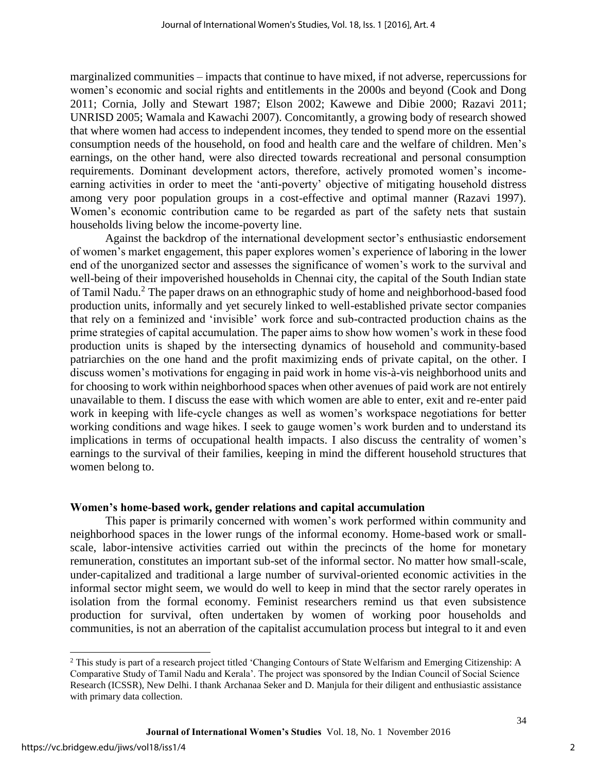marginalized communities – impacts that continue to have mixed, if not adverse, repercussions for women's economic and social rights and entitlements in the 2000s and beyond (Cook and Dong 2011; Cornia, Jolly and Stewart 1987; Elson 2002; Kawewe and Dibie 2000; Razavi 2011; UNRISD 2005; Wamala and Kawachi 2007). Concomitantly, a growing body of research showed that where women had access to independent incomes, they tended to spend more on the essential consumption needs of the household, on food and health care and the welfare of children. Men's earnings, on the other hand, were also directed towards recreational and personal consumption requirements. Dominant development actors, therefore, actively promoted women's income-earning activities in order to meet the 'anti-poverty' objective of mitigating household distress among very poor population groups in a cost-effective and optimal manner (Razavi 1997). Women's economic contribution came to be regarded as part of the safety nets that sustain households living below the income-poverty line.

Against the backdrop of the international development sector's enthusiastic endorsement of women's market engagement, this paper explores women's experience of laboring in the lower end of the unorganized sector and assesses the significance of women's work to the survival and well-being of their impoverished households in Chennai city, the capital of the South Indian state of Tamil Nadu.[2] The paper draws on an ethnographic study of home and neighborhood-based food production units, informally and yet securely linked to well-established private sector companies that rely on a feminized and 'invisible' work force and sub-contracted production chains as the prime strategies of capital accumulation. The paper aims to show how women's work in these food production units is shaped by the intersecting dynamics of household and community-based patriarchies on the one hand and the profit maximizing ends of private capital, on the other. I discuss women's motivations for engaging in paid work in home vis-à-vis neighborhood units and for choosing to work within neighborhood spaces when other avenues of paid work are not entirely unavailable to them. I discuss the ease with which women are able to enter, exit and re-enter paid work in keeping with life-cycle changes as well as women's workspace negotiations for better working conditions and wage hikes. I seek to gauge women's work burden and to understand its implications in terms of occupational health impacts. I also discuss the centrality of women's earnings to the survival of their families, keeping in mind the different household structures that women belong to.

## Women's home-based work, gender relations and capital accumulation

This paper is primarily concerned with women's work performed within community and neighborhood spaces in the lower rungs of the informal economy. Home-based work or small-scale, labor-intensive activities carried out within the precincts of the home for monetary remuneration, constitutes an important sub-set of the informal sector. No matter how small-scale, under-capitalized and traditional a large number of survival-oriented economic activities in the informal sector might seem, we would do well to keep in mind that the sector rarely operates in isolation from the formal economy. Feminist researchers remind us that even subsistence production for survival, often undertaken by women of working poor households and communities, is not an aberration of the capitalist accumulation process but integral to it and even

[2] This study is part of a research project titled 'Changing Contours of State Welfarism and Emerging Citizenship: A Comparative Study of Tamil Nadu and Kerala'. The project was sponsored by the Indian Council of Social Science Research (ICSSR), New Delhi. I thank Archanaa Seker and D. Manjula for their diligent and enthusiastic assistance with primary data collection.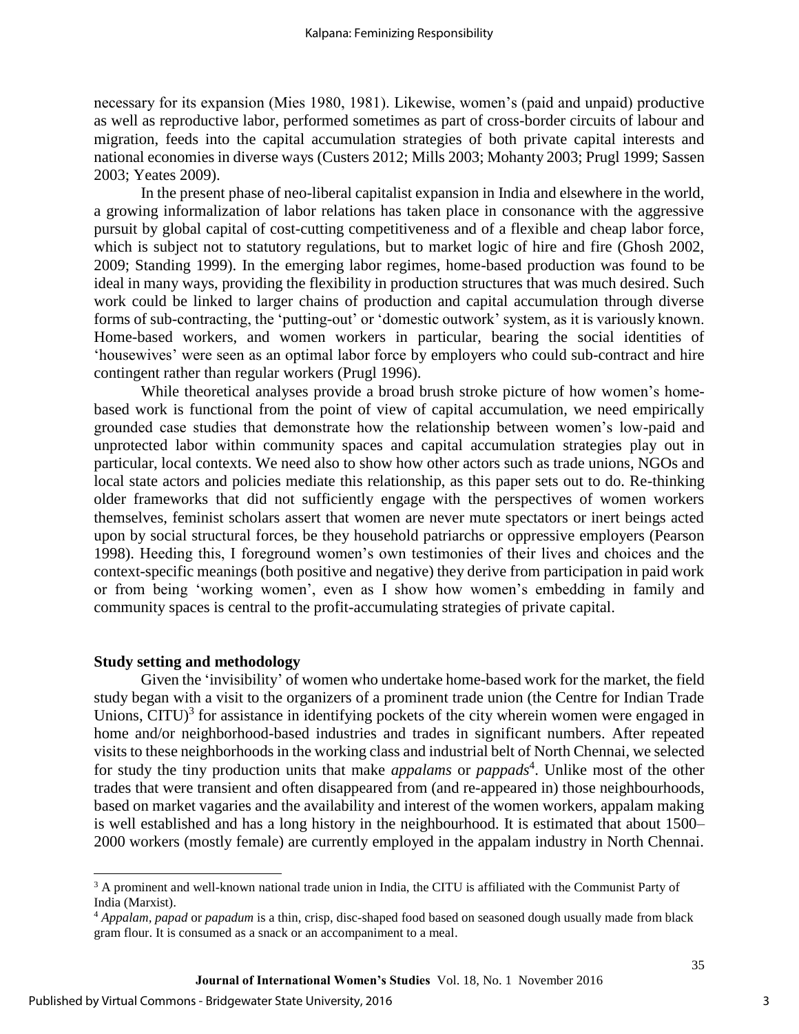necessary for its expansion (Mies 1980, 1981). Likewise, women's (paid and unpaid) productive as well as reproductive labor, performed sometimes as part of cross-border circuits of labour and migration, feeds into the capital accumulation strategies of both private capital interests and national economies in diverse ways (Custers 2012; Mills 2003; Mohanty 2003; Prugl 1999; Sassen 2003; Yeates 2009).

In the present phase of neo-liberal capitalist expansion in India and elsewhere in the world, a growing informalization of labor relations has taken place in consonance with the aggressive pursuit by global capital of cost-cutting competitiveness and of a flexible and cheap labor force, which is subject not to statutory regulations, but to market logic of hire and fire (Ghosh 2002, 2009; Standing 1999). In the emerging labor regimes, home-based production was found to be ideal in many ways, providing the flexibility in production structures that was much desired. Such work could be linked to larger chains of production and capital accumulation through diverse forms of sub-contracting, the 'putting-out' or 'domestic outwork' system, as it is variously known. Home-based workers, and women workers in particular, bearing the social identities of 'housewives' were seen as an optimal labor force by employers who could sub-contract and hire contingent rather than regular workers (Prugl 1996).

While theoretical analyses provide a broad brush stroke picture of how women's home-based work is functional from the point of view of capital accumulation, we need empirically grounded case studies that demonstrate how the relationship between women's low-paid and unprotected labor within community spaces and capital accumulation strategies play out in particular, local contexts. We need also to show how other actors such as trade unions, NGOs and local state actors and policies mediate this relationship, as this paper sets out to do. Re-thinking older frameworks that did not sufficiently engage with the perspectives of women workers themselves, feminist scholars assert that women are never mute spectators or inert beings acted upon by social structural forces, be they household patriarchs or oppressive employers (Pearson 1998). Heeding this, I foreground women's own testimonies of their lives and choices and the context-specific meanings (both positive and negative) they derive from participation in paid work or from being 'working women', even as I show how women's embedding in family and community spaces is central to the profit-accumulating strategies of private capital.

## Study setting and methodology

Given the 'invisibility' of women who undertake home-based work for the market, the field study began with a visit to the organizers of a prominent trade union (the Centre for Indian Trade Unions, CITU)[3] for assistance in identifying pockets of the city wherein women were engaged in home and/or neighborhood-based industries and trades in significant numbers. After repeated visits to these neighborhoods in the working class and industrial belt of North Chennai, we selected for study the tiny production units that make *appalams* or *pappads*[4]. Unlike most of the other trades that were transient and often disappeared from (and re-appeared in) those neighbourhoods, based on market vagaries and the availability and interest of the women workers, appalam making is well established and has a long history in the neighbourhood. It is estimated that about 1500–2000 workers (mostly female) are currently employed in the appalam industry in North Chennai.

---

[3] A prominent and well-known national trade union in India, the CITU is affiliated with the Communist Party of India (Marxist).

[4] *Appalam, papad* or *papadum* is a thin, crisp, disc-shaped food based on seasoned dough usually made from black gram flour. It is consumed as a snack or an accompaniment to a meal.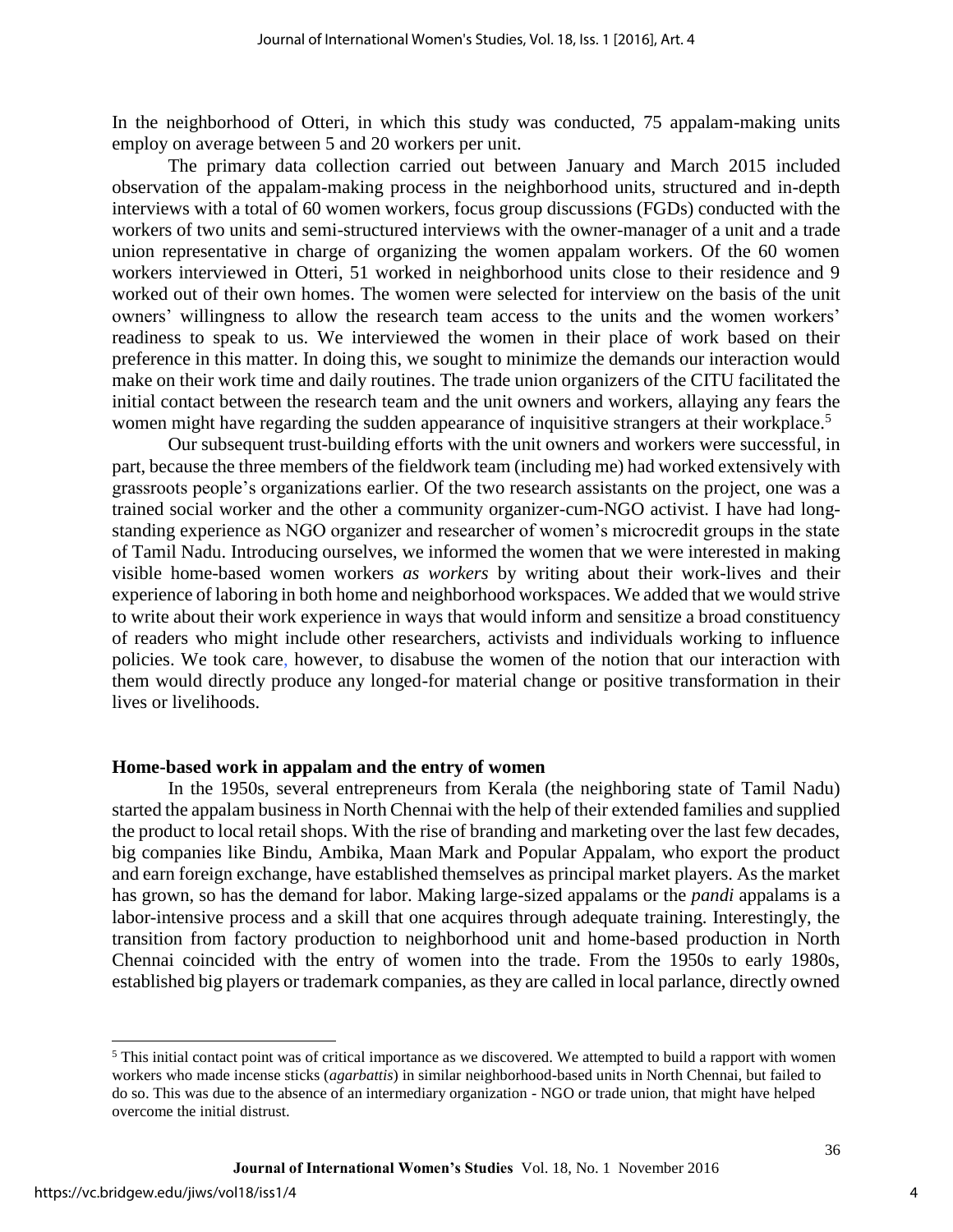In the neighborhood of Otteri, in which this study was conducted, 75 appalam-making units employ on average between 5 and 20 workers per unit.

The primary data collection carried out between January and March 2015 included observation of the appalam-making process in the neighborhood units, structured and in-depth interviews with a total of 60 women workers, focus group discussions (FGDs) conducted with the workers of two units and semi-structured interviews with the owner-manager of a unit and a trade union representative in charge of organizing the women appalam workers. Of the 60 women workers interviewed in Otteri, 51 worked in neighborhood units close to their residence and 9 worked out of their own homes. The women were selected for interview on the basis of the unit owners' willingness to allow the research team access to the units and the women workers' readiness to speak to us. We interviewed the women in their place of work based on their preference in this matter. In doing this, we sought to minimize the demands our interaction would make on their work time and daily routines. The trade union organizers of the CITU facilitated the initial contact between the research team and the unit owners and workers, allaying any fears the women might have regarding the sudden appearance of inquisitive strangers at their workplace.[5]

Our subsequent trust-building efforts with the unit owners and workers were successful, in part, because the three members of the fieldwork team (including me) had worked extensively with grassroots people's organizations earlier. Of the two research assistants on the project, one was a trained social worker and the other a community organizer-cum-NGO activist. I have had long-standing experience as NGO organizer and researcher of women's microcredit groups in the state of Tamil Nadu. Introducing ourselves, we informed the women that we were interested in making visible home-based women workers *as workers* by writing about their work-lives and their experience of laboring in both home and neighborhood workspaces. We added that we would strive to write about their work experience in ways that would inform and sensitize a broad constituency of readers who might include other researchers, activists and individuals working to influence policies. We took care, however, to disabuse the women of the notion that our interaction with them would directly produce any longed-for material change or positive transformation in their lives or livelihoods.

## Home-based work in appalam and the entry of women

In the 1950s, several entrepreneurs from Kerala (the neighboring state of Tamil Nadu) started the appalam business in North Chennai with the help of their extended families and supplied the product to local retail shops. With the rise of branding and marketing over the last few decades, big companies like Bindu, Ambika, Maan Mark and Popular Appalam, who export the product and earn foreign exchange, have established themselves as principal market players. As the market has grown, so has the demand for labor. Making large-sized appalams or the *pandi* appalams is a labor-intensive process and a skill that one acquires through adequate training. Interestingly, the transition from factory production to neighborhood unit and home-based production in North Chennai coincided with the entry of women into the trade. From the 1950s to early 1980s, established big players or trademark companies, as they are called in local parlance, directly owned

---

[5] This initial contact point was of critical importance as we discovered. We attempted to build a rapport with women workers who made incense sticks (*agarbattis*) in similar neighborhood-based units in North Chennai, but failed to do so. This was due to the absence of an intermediary organization - NGO or trade union, that might have helped overcome the initial distrust.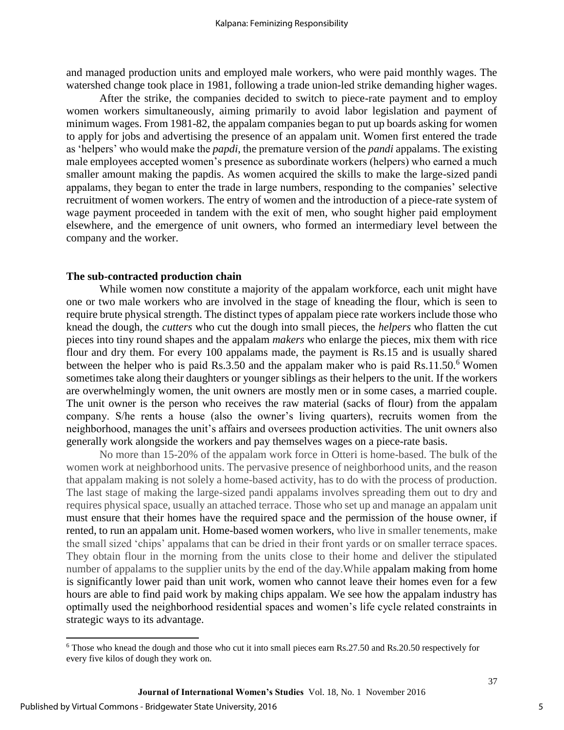and managed production units and employed male workers, who were paid monthly wages. The watershed change took place in 1981, following a trade union-led strike demanding higher wages.

After the strike, the companies decided to switch to piece-rate payment and to employ women workers simultaneously, aiming primarily to avoid labor legislation and payment of minimum wages. From 1981-82, the appalam companies began to put up boards asking for women to apply for jobs and advertising the presence of an appalam unit. Women first entered the trade as 'helpers' who would make the *papdi*, the premature version of the *pandi* appalams. The existing male employees accepted women's presence as subordinate workers (helpers) who earned a much smaller amount making the papdis. As women acquired the skills to make the large-sized pandi appalams, they began to enter the trade in large numbers, responding to the companies' selective recruitment of women workers. The entry of women and the introduction of a piece-rate system of wage payment proceeded in tandem with the exit of men, who sought higher paid employment elsewhere, and the emergence of unit owners, who formed an intermediary level between the company and the worker.

### The sub-contracted production chain

While women now constitute a majority of the appalam workforce, each unit might have one or two male workers who are involved in the stage of kneading the flour, which is seen to require brute physical strength. The distinct types of appalam piece rate workers include those who knead the dough, the *cutters* who cut the dough into small pieces, the *helpers* who flatten the cut pieces into tiny round shapes and the appalam *makers* who enlarge the pieces, mix them with rice flour and dry them. For every 100 appalams made, the payment is Rs.15 and is usually shared between the helper who is paid Rs.3.50 and the appalam maker who is paid Rs.11.50.[6] Women sometimes take along their daughters or younger siblings as their helpers to the unit. If the workers are overwhelmingly women, the unit owners are mostly men or in some cases, a married couple. The unit owner is the person who receives the raw material (sacks of flour) from the appalam company. S/he rents a house (also the owner's living quarters), recruits women from the neighborhood, manages the unit's affairs and oversees production activities. The unit owners also generally work alongside the workers and pay themselves wages on a piece-rate basis.

No more than 15-20% of the appalam work force in Otteri is home-based. The bulk of the women work at neighborhood units. The pervasive presence of neighborhood units, and the reason that appalam making is not solely a home-based activity, has to do with the process of production. The last stage of making the large-sized pandi appalams involves spreading them out to dry and requires physical space, usually an attached terrace. Those who set up and manage an appalam unit must ensure that their homes have the required space and the permission of the house owner, if rented, to run an appalam unit. Home-based women workers, who live in smaller tenements, make the small sized 'chips' appalams that can be dried in their front yards or on smaller terrace spaces. They obtain flour in the morning from the units close to their home and deliver the stipulated number of appalams to the supplier units by the end of the day.While appalam making from home is significantly lower paid than unit work, women who cannot leave their homes even for a few hours are able to find paid work by making chips appalam. We see how the appalam industry has optimally used the neighborhood residential spaces and women's life cycle related constraints in strategic ways to its advantage.

---

[6] Those who knead the dough and those who cut it into small pieces earn Rs.27.50 and Rs.20.50 respectively for every five kilos of dough they work on.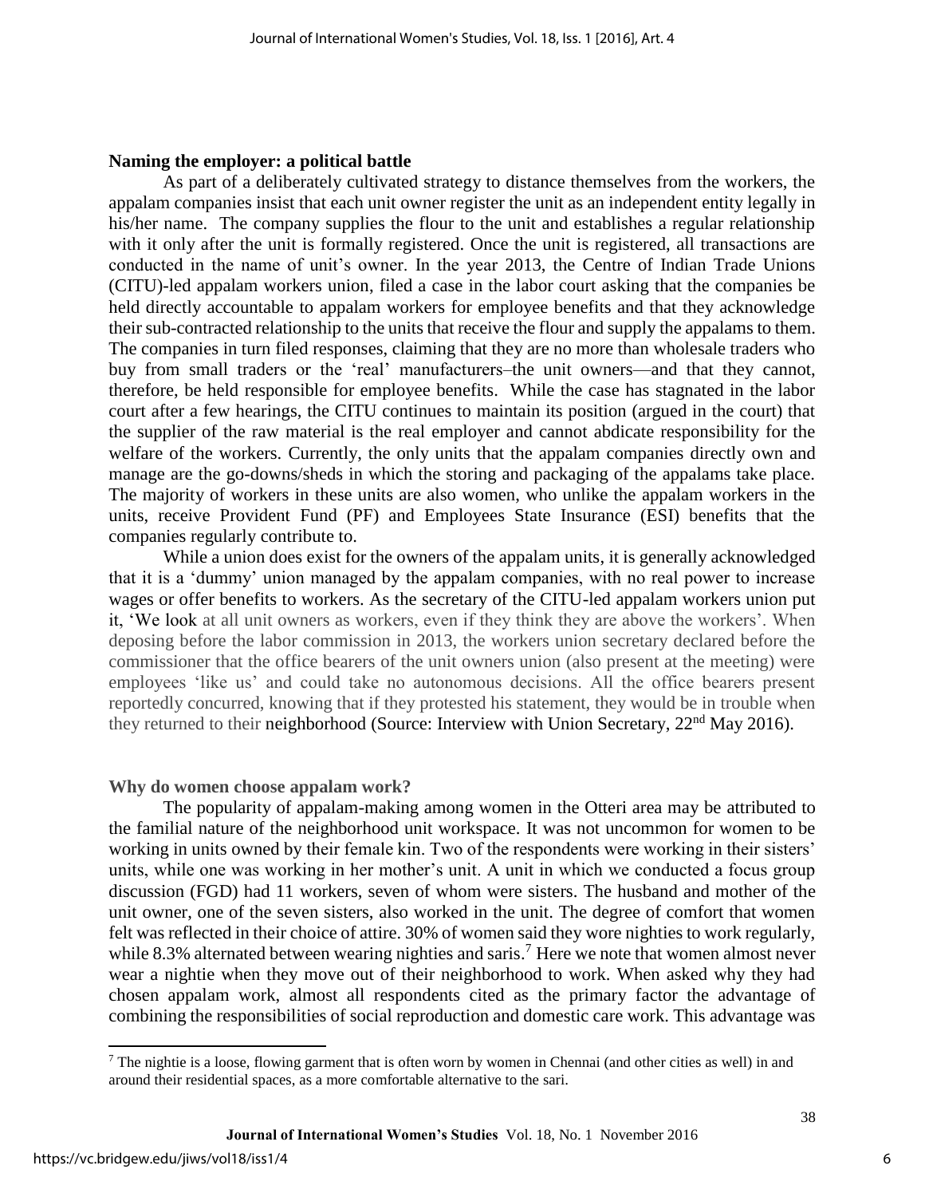## Naming the employer: a political battle

As part of a deliberately cultivated strategy to distance themselves from the workers, the appalam companies insist that each unit owner register the unit as an independent entity legally in his/her name. The company supplies the flour to the unit and establishes a regular relationship with it only after the unit is formally registered. Once the unit is registered, all transactions are conducted in the name of unit's owner. In the year 2013, the Centre of Indian Trade Unions (CITU)-led appalam workers union, filed a case in the labor court asking that the companies be held directly accountable to appalam workers for employee benefits and that they acknowledge their sub-contracted relationship to the units that receive the flour and supply the appalams to them. The companies in turn filed responses, claiming that they are no more than wholesale traders who buy from small traders or the 'real' manufacturers–the unit owners—and that they cannot, therefore, be held responsible for employee benefits. While the case has stagnated in the labor court after a few hearings, the CITU continues to maintain its position (argued in the court) that the supplier of the raw material is the real employer and cannot abdicate responsibility for the welfare of the workers. Currently, the only units that the appalam companies directly own and manage are the go-downs/sheds in which the storing and packaging of the appalams take place. The majority of workers in these units are also women, who unlike the appalam workers in the units, receive Provident Fund (PF) and Employees State Insurance (ESI) benefits that the companies regularly contribute to.

While a union does exist for the owners of the appalam units, it is generally acknowledged that it is a 'dummy' union managed by the appalam companies, with no real power to increase wages or offer benefits to workers. As the secretary of the CITU-led appalam workers union put it, 'We look at all unit owners as workers, even if they think they are above the workers'. When deposing before the labor commission in 2013, the workers union secretary declared before the commissioner that the office bearers of the unit owners union (also present at the meeting) were employees 'like us' and could take no autonomous decisions. All the office bearers present reportedly concurred, knowing that if they protested his statement, they would be in trouble when they returned to their neighborhood (Source: Interview with Union Secretary, 22nd May 2016).

## Why do women choose appalam work?

The popularity of appalam-making among women in the Otteri area may be attributed to the familial nature of the neighborhood unit workspace. It was not uncommon for women to be working in units owned by their female kin. Two of the respondents were working in their sisters' units, while one was working in her mother's unit. A unit in which we conducted a focus group discussion (FGD) had 11 workers, seven of whom were sisters. The husband and mother of the unit owner, one of the seven sisters, also worked in the unit. The degree of comfort that women felt was reflected in their choice of attire. 30% of women said they wore nighties to work regularly, while 8.3% alternated between wearing nighties and saris.[7] Here we note that women almost never wear a nightie when they move out of their neighborhood to work. When asked why they had chosen appalam work, almost all respondents cited as the primary factor the advantage of combining the responsibilities of social reproduction and domestic care work. This advantage was

[7] The nightie is a loose, flowing garment that is often worn by women in Chennai (and other cities as well) in and around their residential spaces, as a more comfortable alternative to the sari.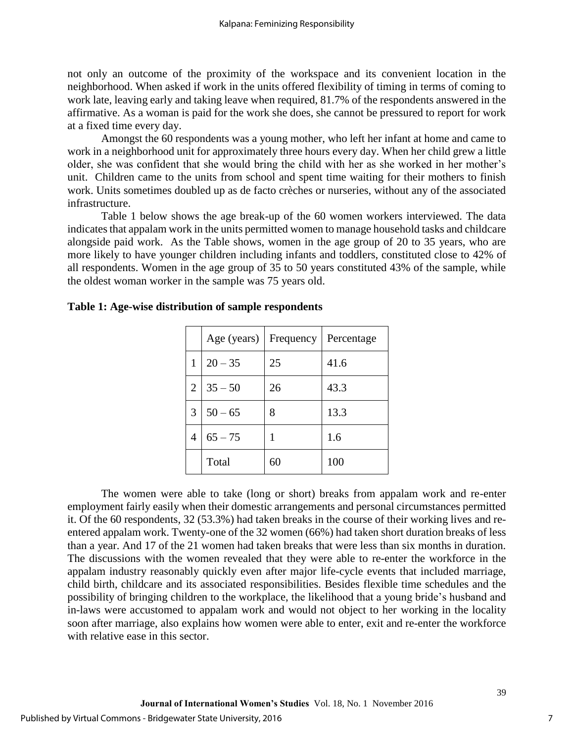not only an outcome of the proximity of the workspace and its convenient location in the neighborhood. When asked if work in the units offered flexibility of timing in terms of coming to work late, leaving early and taking leave when required, 81.7% of the respondents answered in the affirmative. As a woman is paid for the work she does, she cannot be pressured to report for work at a fixed time every day.

Amongst the 60 respondents was a young mother, who left her infant at home and came to work in a neighborhood unit for approximately three hours every day. When her child grew a little older, she was confident that she would bring the child with her as she worked in her mother's unit. Children came to the units from school and spent time waiting for their mothers to finish work. Units sometimes doubled up as de facto crèches or nurseries, without any of the associated infrastructure.

Table 1 below shows the age break-up of the 60 women workers interviewed. The data indicates that appalam work in the units permitted women to manage household tasks and childcare alongside paid work. As the Table shows, women in the age group of 20 to 35 years, who are more likely to have younger children including infants and toddlers, constituted close to 42% of all respondents. Women in the age group of 35 to 50 years constituted 43% of the sample, while the oldest woman worker in the sample was 75 years old.

**Table 1: Age-wise distribution of sample respondents**

| | Age (years) | Frequency | Percentage |
|---|---|---|---|
| 1 | 20 – 35 | 25 | 41.6 |
| 2 | 35 – 50 | 26 | 43.3 |
| 3 | 50 – 65 | 8 | 13.3 |
| 4 | 65 – 75 | 1 | 1.6 |
| | Total | 60 | 100 |

The women were able to take (long or short) breaks from appalam work and re-enter employment fairly easily when their domestic arrangements and personal circumstances permitted it. Of the 60 respondents, 32 (53.3%) had taken breaks in the course of their working lives and re-entered appalam work. Twenty-one of the 32 women (66%) had taken short duration breaks of less than a year. And 17 of the 21 women had taken breaks that were less than six months in duration. The discussions with the women revealed that they were able to re-enter the workforce in the appalam industry reasonably quickly even after major life-cycle events that included marriage, child birth, childcare and its associated responsibilities. Besides flexible time schedules and the possibility of bringing children to the workplace, the likelihood that a young bride's husband and in-laws were accustomed to appalam work and would not object to her working in the locality soon after marriage, also explains how women were able to enter, exit and re-enter the workforce with relative ease in this sector.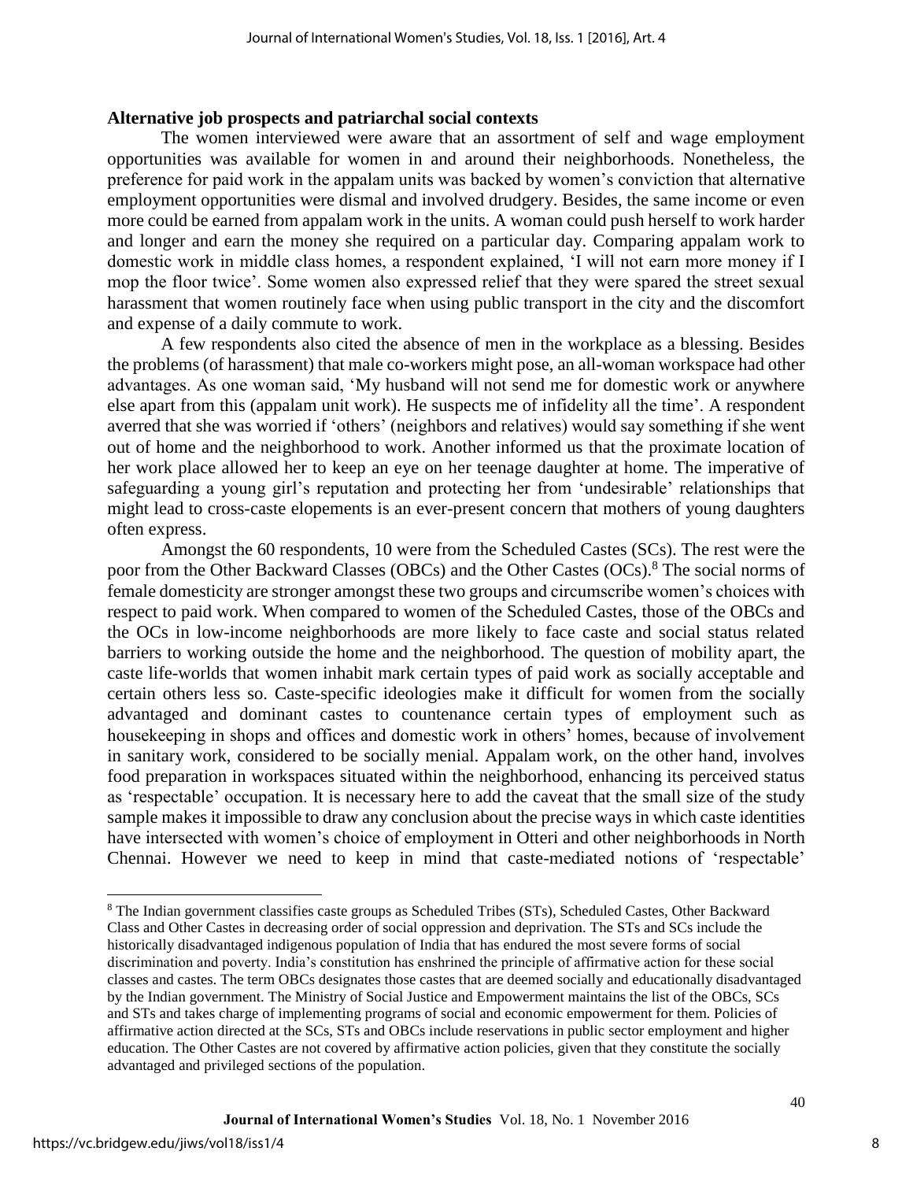### Alternative job prospects and patriarchal social contexts

The women interviewed were aware that an assortment of self and wage employment opportunities was available for women in and around their neighborhoods. Nonetheless, the preference for paid work in the appalam units was backed by women's conviction that alternative employment opportunities were dismal and involved drudgery. Besides, the same income or even more could be earned from appalam work in the units. A woman could push herself to work harder and longer and earn the money she required on a particular day. Comparing appalam work to domestic work in middle class homes, a respondent explained, 'I will not earn more money if I mop the floor twice'. Some women also expressed relief that they were spared the street sexual harassment that women routinely face when using public transport in the city and the discomfort and expense of a daily commute to work.

A few respondents also cited the absence of men in the workplace as a blessing. Besides the problems (of harassment) that male co-workers might pose, an all-woman workspace had other advantages. As one woman said, 'My husband will not send me for domestic work or anywhere else apart from this (appalam unit work). He suspects me of infidelity all the time'. A respondent averred that she was worried if 'others' (neighbors and relatives) would say something if she went out of home and the neighborhood to work. Another informed us that the proximate location of her work place allowed her to keep an eye on her teenage daughter at home. The imperative of safeguarding a young girl's reputation and protecting her from 'undesirable' relationships that might lead to cross-caste elopements is an ever-present concern that mothers of young daughters often express.

Amongst the 60 respondents, 10 were from the Scheduled Castes (SCs). The rest were the poor from the Other Backward Classes (OBCs) and the Other Castes (OCs).[8] The social norms of female domesticity are stronger amongst these two groups and circumscribe women's choices with respect to paid work. When compared to women of the Scheduled Castes, those of the OBCs and the OCs in low-income neighborhoods are more likely to face caste and social status related barriers to working outside the home and the neighborhood. The question of mobility apart, the caste life-worlds that women inhabit mark certain types of paid work as socially acceptable and certain others less so. Caste-specific ideologies make it difficult for women from the socially advantaged and dominant castes to countenance certain types of employment such as housekeeping in shops and offices and domestic work in others' homes, because of involvement in sanitary work, considered to be socially menial. Appalam work, on the other hand, involves food preparation in workspaces situated within the neighborhood, enhancing its perceived status as 'respectable' occupation. It is necessary here to add the caveat that the small size of the study sample makes it impossible to draw any conclusion about the precise ways in which caste identities have intersected with women's choice of employment in Otteri and other neighborhoods in North Chennai. However we need to keep in mind that caste-mediated notions of 'respectable'

---

[8] The Indian government classifies caste groups as Scheduled Tribes (STs), Scheduled Castes, Other Backward Class and Other Castes in decreasing order of social oppression and deprivation. The STs and SCs include the historically disadvantaged indigenous population of India that has endured the most severe forms of social discrimination and poverty. India's constitution has enshrined the principle of affirmative action for these social classes and castes. The term OBCs designates those castes that are deemed socially and educationally disadvantaged by the Indian government. The Ministry of Social Justice and Empowerment maintains the list of the OBCs, SCs and STs and takes charge of implementing programs of social and economic empowerment for them. Policies of affirmative action directed at the SCs, STs and OBCs include reservations in public sector employment and higher education. The Other Castes are not covered by affirmative action policies, given that they constitute the socially advantaged and privileged sections of the population.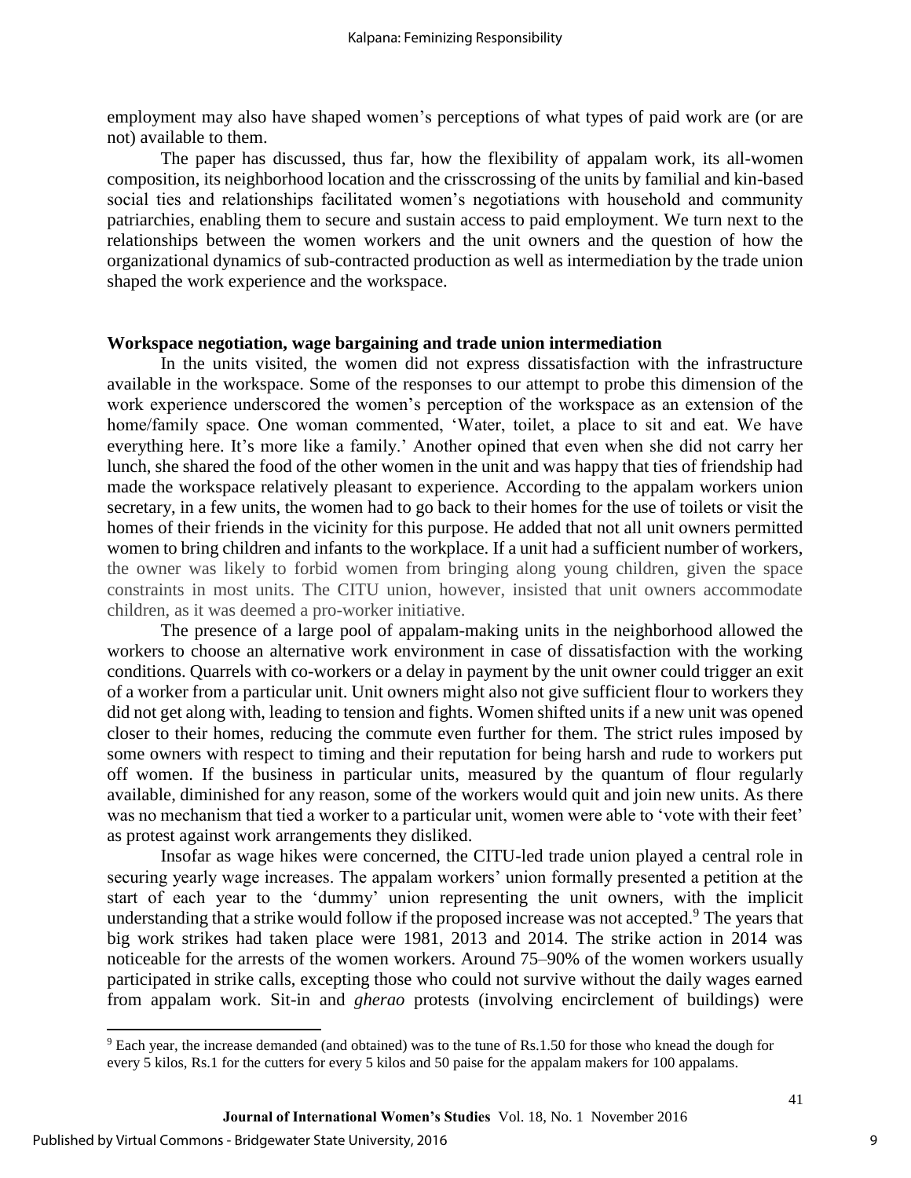employment may also have shaped women's perceptions of what types of paid work are (or are not) available to them.

The paper has discussed, thus far, how the flexibility of appalam work, its all-women composition, its neighborhood location and the crisscrossing of the units by familial and kin-based social ties and relationships facilitated women's negotiations with household and community patriarchies, enabling them to secure and sustain access to paid employment. We turn next to the relationships between the women workers and the unit owners and the question of how the organizational dynamics of sub-contracted production as well as intermediation by the trade union shaped the work experience and the workspace.

**Workspace negotiation, wage bargaining and trade union intermediation**

In the units visited, the women did not express dissatisfaction with the infrastructure available in the workspace. Some of the responses to our attempt to probe this dimension of the work experience underscored the women's perception of the workspace as an extension of the home/family space. One woman commented, 'Water, toilet, a place to sit and eat. We have everything here. It's more like a family.' Another opined that even when she did not carry her lunch, she shared the food of the other women in the unit and was happy that ties of friendship had made the workspace relatively pleasant to experience. According to the appalam workers union secretary, in a few units, the women had to go back to their homes for the use of toilets or visit the homes of their friends in the vicinity for this purpose. He added that not all unit owners permitted women to bring children and infants to the workplace. If a unit had a sufficient number of workers, the owner was likely to forbid women from bringing along young children, given the space constraints in most units. The CITU union, however, insisted that unit owners accommodate children, as it was deemed a pro-worker initiative.

The presence of a large pool of appalam-making units in the neighborhood allowed the workers to choose an alternative work environment in case of dissatisfaction with the working conditions. Quarrels with co-workers or a delay in payment by the unit owner could trigger an exit of a worker from a particular unit. Unit owners might also not give sufficient flour to workers they did not get along with, leading to tension and fights. Women shifted units if a new unit was opened closer to their homes, reducing the commute even further for them. The strict rules imposed by some owners with respect to timing and their reputation for being harsh and rude to workers put off women. If the business in particular units, measured by the quantum of flour regularly available, diminished for any reason, some of the workers would quit and join new units. As there was no mechanism that tied a worker to a particular unit, women were able to 'vote with their feet' as protest against work arrangements they disliked.

Insofar as wage hikes were concerned, the CITU-led trade union played a central role in securing yearly wage increases. The appalam workers' union formally presented a petition at the start of each year to the 'dummy' union representing the unit owners, with the implicit understanding that a strike would follow if the proposed increase was not accepted.[9] The years that big work strikes had taken place were 1981, 2013 and 2014. The strike action in 2014 was noticeable for the arrests of the women workers. Around 75–90% of the women workers usually participated in strike calls, excepting those who could not survive without the daily wages earned from appalam work. Sit-in and *gherao* protests (involving encirclement of buildings) were

[9] Each year, the increase demanded (and obtained) was to the tune of Rs.1.50 for those who knead the dough for every 5 kilos, Rs.1 for the cutters for every 5 kilos and 50 paise for the appalam makers for 100 appalams.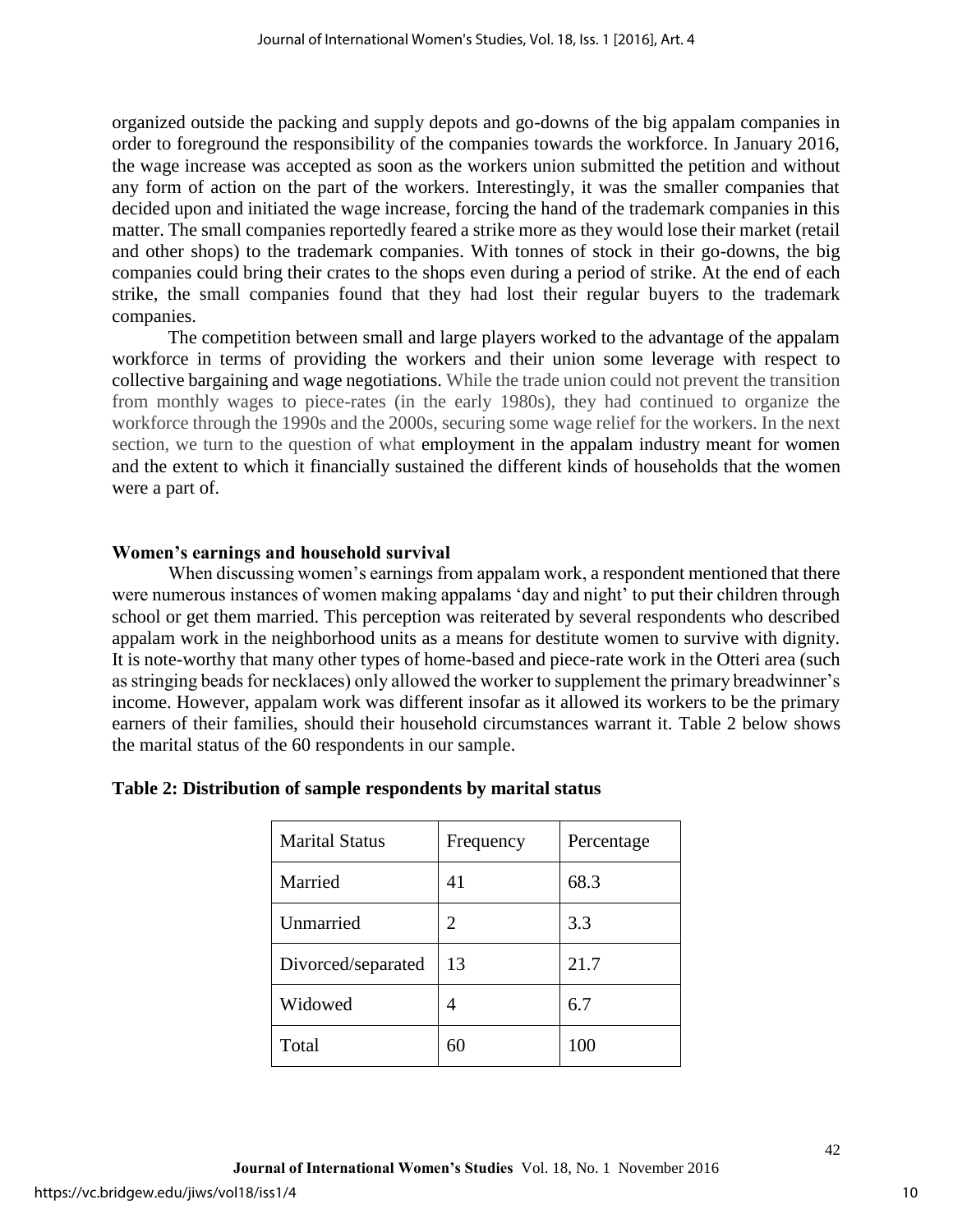organized outside the packing and supply depots and go-downs of the big appalam companies in order to foreground the responsibility of the companies towards the workforce. In January 2016, the wage increase was accepted as soon as the workers union submitted the petition and without any form of action on the part of the workers. Interestingly, it was the smaller companies that decided upon and initiated the wage increase, forcing the hand of the trademark companies in this matter. The small companies reportedly feared a strike more as they would lose their market (retail and other shops) to the trademark companies. With tonnes of stock in their go-downs, the big companies could bring their crates to the shops even during a period of strike. At the end of each strike, the small companies found that they had lost their regular buyers to the trademark companies.

The competition between small and large players worked to the advantage of the appalam workforce in terms of providing the workers and their union some leverage with respect to collective bargaining and wage negotiations. While the trade union could not prevent the transition from monthly wages to piece-rates (in the early 1980s), they had continued to organize the workforce through the 1990s and the 2000s, securing some wage relief for the workers. In the next section, we turn to the question of what employment in the appalam industry meant for women and the extent to which it financially sustained the different kinds of households that the women were a part of.

## Women's earnings and household survival

When discussing women's earnings from appalam work, a respondent mentioned that there were numerous instances of women making appalams 'day and night' to put their children through school or get them married. This perception was reiterated by several respondents who described appalam work in the neighborhood units as a means for destitute women to survive with dignity. It is note-worthy that many other types of home-based and piece-rate work in the Otteri area (such as stringing beads for necklaces) only allowed the worker to supplement the primary breadwinner's income. However, appalam work was different insofar as it allowed its workers to be the primary earners of their families, should their household circumstances warrant it. Table 2 below shows the marital status of the 60 respondents in our sample.

**Table 2: Distribution of sample respondents by marital status**

| Marital Status | Frequency | Percentage |
|---|---|---|
| Married | 41 | 68.3 |
| Unmarried | 2 | 3.3 |
| Divorced/separated | 13 | 21.7 |
| Widowed | 4 | 6.7 |
| Total | 60 | 100 |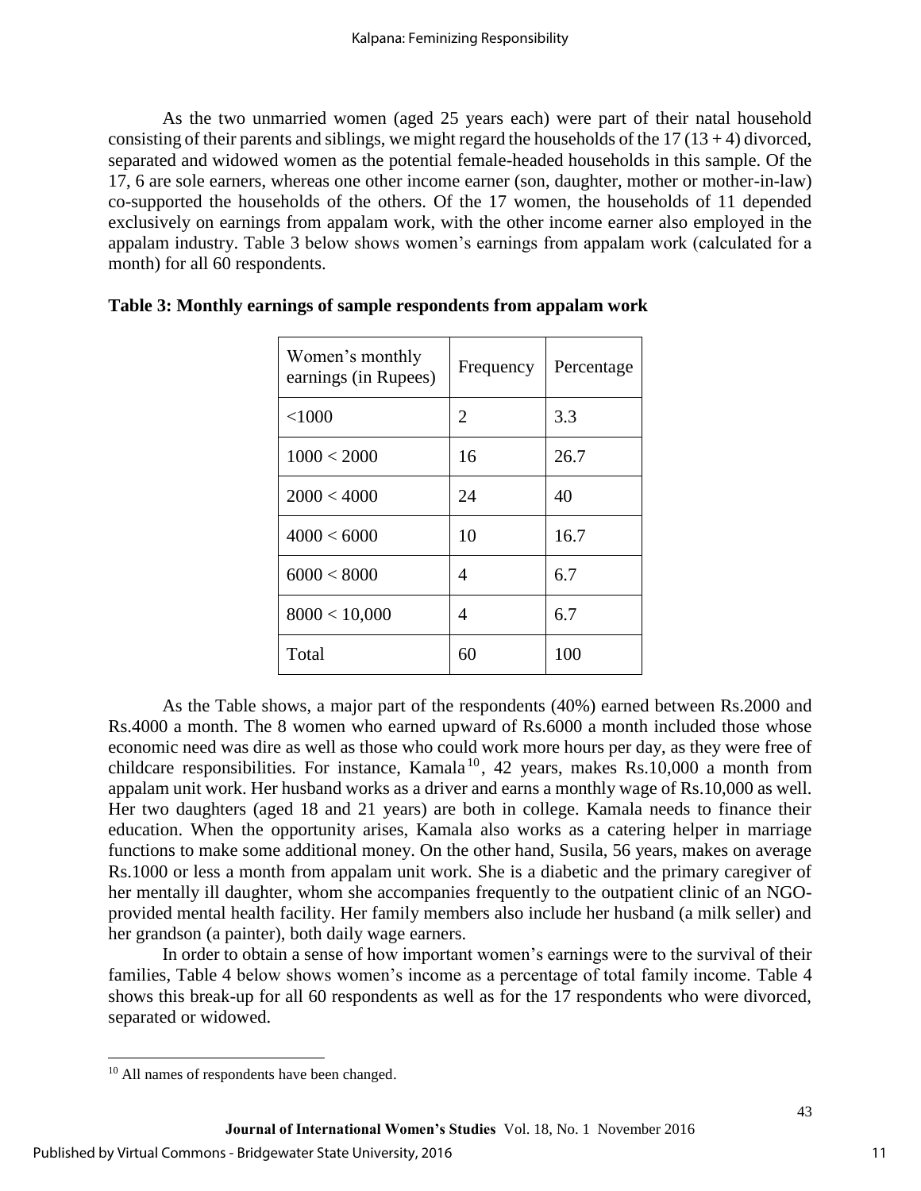As the two unmarried women (aged 25 years each) were part of their natal household consisting of their parents and siblings, we might regard the households of the 17 (13 + 4) divorced, separated and widowed women as the potential female-headed households in this sample. Of the 17, 6 are sole earners, whereas one other income earner (son, daughter, mother or mother-in-law) co-supported the households of the others. Of the 17 women, the households of 11 depended exclusively on earnings from appalam work, with the other income earner also employed in the appalam industry. Table 3 below shows women's earnings from appalam work (calculated for a month) for all 60 respondents.

**Table 3: Monthly earnings of sample respondents from appalam work**

| Women's monthly earnings (in Rupees) | Frequency | Percentage |
|---|---|---|
| <1000 | 2 | 3.3 |
| 1000 < 2000 | 16 | 26.7 |
| 2000 < 4000 | 24 | 40 |
| 4000 < 6000 | 10 | 16.7 |
| 6000 < 8000 | 4 | 6.7 |
| 8000 < 10,000 | 4 | 6.7 |
| Total | 60 | 100 |

As the Table shows, a major part of the respondents (40%) earned between Rs.2000 and Rs.4000 a month. The 8 women who earned upward of Rs.6000 a month included those whose economic need was dire as well as those who could work more hours per day, as they were free of childcare responsibilities. For instance, Kamala[10], 42 years, makes Rs.10,000 a month from appalam unit work. Her husband works as a driver and earns a monthly wage of Rs.10,000 as well. Her two daughters (aged 18 and 21 years) are both in college. Kamala needs to finance their education. When the opportunity arises, Kamala also works as a catering helper in marriage functions to make some additional money. On the other hand, Susila, 56 years, makes on average Rs.1000 or less a month from appalam unit work. She is a diabetic and the primary caregiver of her mentally ill daughter, whom she accompanies frequently to the outpatient clinic of an NGO-provided mental health facility. Her family members also include her husband (a milk seller) and her grandson (a painter), both daily wage earners.

In order to obtain a sense of how important women's earnings were to the survival of their families, Table 4 below shows women's income as a percentage of total family income. Table 4 shows this break-up for all 60 respondents as well as for the 17 respondents who were divorced, separated or widowed.

---

[10] All names of respondents have been changed.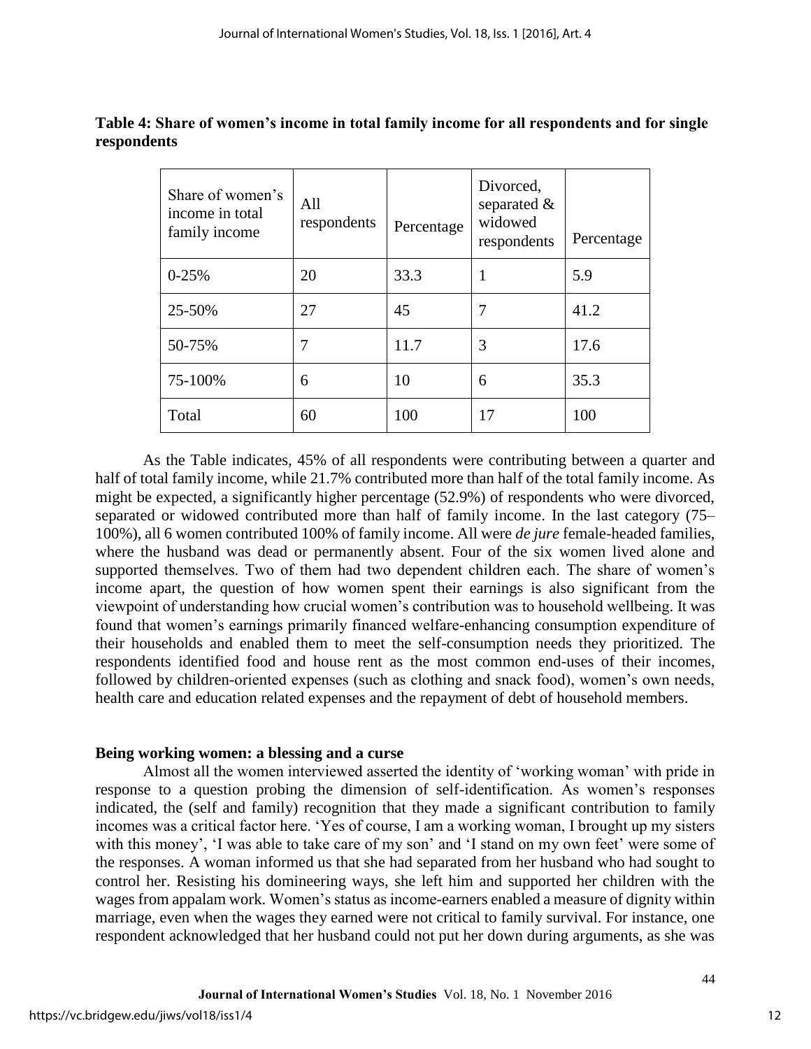**Table 4: Share of women's income in total family income for all respondents and for single respondents**

| Share of women's income in total family income | All respondents | Percentage | Divorced, separated & widowed respondents | Percentage |
|---|---|---|---|---|
| 0-25% | 20 | 33.3 | 1 | 5.9 |
| 25-50% | 27 | 45 | 7 | 41.2 |
| 50-75% | 7 | 11.7 | 3 | 17.6 |
| 75-100% | 6 | 10 | 6 | 35.3 |
| Total | 60 | 100 | 17 | 100 |

As the Table indicates, 45% of all respondents were contributing between a quarter and half of total family income, while 21.7% contributed more than half of the total family income. As might be expected, a significantly higher percentage (52.9%) of respondents who were divorced, separated or widowed contributed more than half of family income. In the last category (75–100%), all 6 women contributed 100% of family income. All were *de jure* female-headed families, where the husband was dead or permanently absent. Four of the six women lived alone and supported themselves. Two of them had two dependent children each. The share of women's income apart, the question of how women spent their earnings is also significant from the viewpoint of understanding how crucial women's contribution was to household wellbeing. It was found that women's earnings primarily financed welfare-enhancing consumption expenditure of their households and enabled them to meet the self-consumption needs they prioritized. The respondents identified food and house rent as the most common end-uses of their incomes, followed by children-oriented expenses (such as clothing and snack food), women's own needs, health care and education related expenses and the repayment of debt of household members.

## Being working women: a blessing and a curse

Almost all the women interviewed asserted the identity of 'working woman' with pride in response to a question probing the dimension of self-identification. As women's responses indicated, the (self and family) recognition that they made a significant contribution to family incomes was a critical factor here. 'Yes of course, I am a working woman, I brought up my sisters with this money', 'I was able to take care of my son' and 'I stand on my own feet' were some of the responses. A woman informed us that she had separated from her husband who had sought to control her. Resisting his domineering ways, she left him and supported her children with the wages from appalam work. Women's status as income-earners enabled a measure of dignity within marriage, even when the wages they earned were not critical to family survival. For instance, one respondent acknowledged that her husband could not put her down during arguments, as she was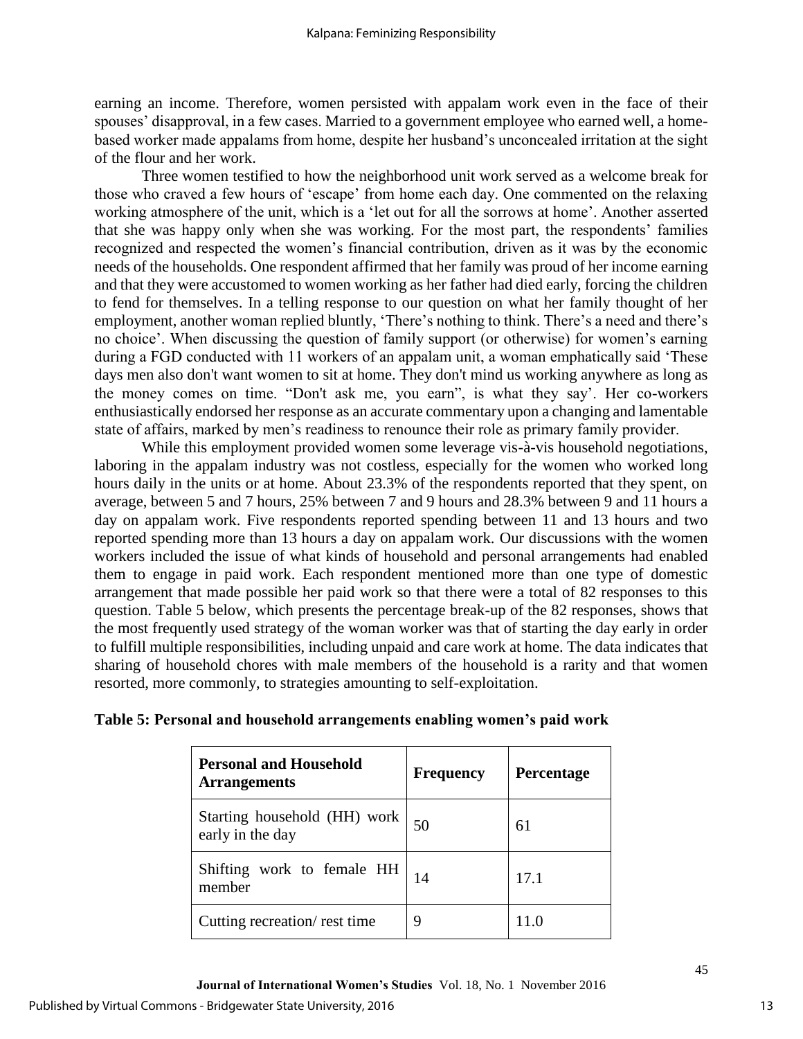earning an income. Therefore, women persisted with appalam work even in the face of their spouses' disapproval, in a few cases. Married to a government employee who earned well, a home-based worker made appalams from home, despite her husband's unconcealed irritation at the sight of the flour and her work.

Three women testified to how the neighborhood unit work served as a welcome break for those who craved a few hours of 'escape' from home each day. One commented on the relaxing working atmosphere of the unit, which is a 'let out for all the sorrows at home'. Another asserted that she was happy only when she was working. For the most part, the respondents' families recognized and respected the women's financial contribution, driven as it was by the economic needs of the households. One respondent affirmed that her family was proud of her income earning and that they were accustomed to women working as her father had died early, forcing the children to fend for themselves. In a telling response to our question on what her family thought of her employment, another woman replied bluntly, 'There's nothing to think. There's a need and there's no choice'. When discussing the question of family support (or otherwise) for women's earning during a FGD conducted with 11 workers of an appalam unit, a woman emphatically said 'These days men also don't want women to sit at home. They don't mind us working anywhere as long as the money comes on time. "Don't ask me, you earn", is what they say'. Her co-workers enthusiastically endorsed her response as an accurate commentary upon a changing and lamentable state of affairs, marked by men's readiness to renounce their role as primary family provider.

While this employment provided women some leverage vis-à-vis household negotiations, laboring in the appalam industry was not costless, especially for the women who worked long hours daily in the units or at home. About 23.3% of the respondents reported that they spent, on average, between 5 and 7 hours, 25% between 7 and 9 hours and 28.3% between 9 and 11 hours a day on appalam work. Five respondents reported spending between 11 and 13 hours and two reported spending more than 13 hours a day on appalam work. Our discussions with the women workers included the issue of what kinds of household and personal arrangements had enabled them to engage in paid work. Each respondent mentioned more than one type of domestic arrangement that made possible her paid work so that there were a total of 82 responses to this question. Table 5 below, which presents the percentage break-up of the 82 responses, shows that the most frequently used strategy of the woman worker was that of starting the day early in order to fulfill multiple responsibilities, including unpaid and care work at home. The data indicates that sharing of household chores with male members of the household is a rarity and that women resorted, more commonly, to strategies amounting to self-exploitation.

**Table 5: Personal and household arrangements enabling women's paid work**

| Personal and Household Arrangements | Frequency | Percentage |
|---|---|---|
| Starting household (HH) work early in the day | 50 | 61 |
| Shifting work to female HH member | 14 | 17.1 |
| Cutting recreation/ rest time | 9 | 11.0 |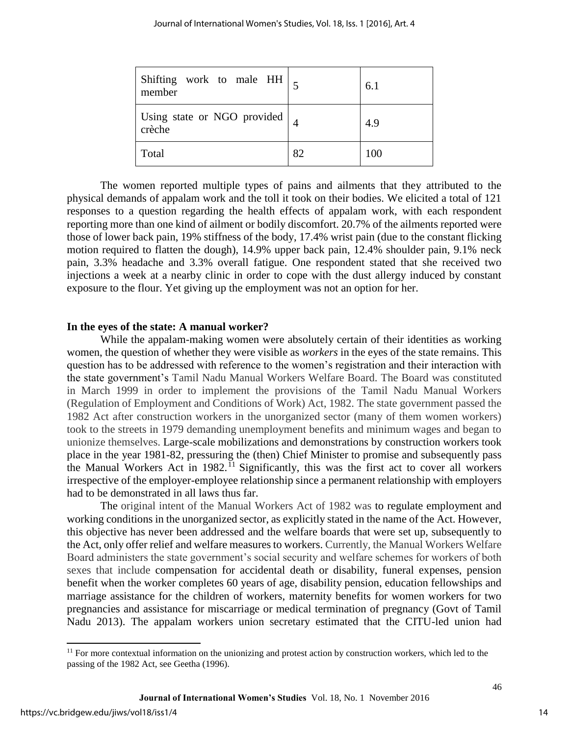| Shifting work to male HH member | 5 | 6.1 |
|---|---|---|
| Using state or NGO provided crèche | 4 | 4.9 |
| Total | 82 | 100 |

The women reported multiple types of pains and ailments that they attributed to the physical demands of appalam work and the toll it took on their bodies. We elicited a total of 121 responses to a question regarding the health effects of appalam work, with each respondent reporting more than one kind of ailment or bodily discomfort. 20.7% of the ailments reported were those of lower back pain, 19% stiffness of the body, 17.4% wrist pain (due to the constant flicking motion required to flatten the dough), 14.9% upper back pain, 12.4% shoulder pain, 9.1% neck pain, 3.3% headache and 3.3% overall fatigue. One respondent stated that she received two injections a week at a nearby clinic in order to cope with the dust allergy induced by constant exposure to the flour. Yet giving up the employment was not an option for her.

**In the eyes of the state: A manual worker?**

While the appalam-making women were absolutely certain of their identities as working women, the question of whether they were visible as *workers* in the eyes of the state remains. This question has to be addressed with reference to the women's registration and their interaction with the state government's Tamil Nadu Manual Workers Welfare Board. The Board was constituted in March 1999 in order to implement the provisions of the Tamil Nadu Manual Workers (Regulation of Employment and Conditions of Work) Act, 1982. The state government passed the 1982 Act after construction workers in the unorganized sector (many of them women workers) took to the streets in 1979 demanding unemployment benefits and minimum wages and began to unionize themselves. Large-scale mobilizations and demonstrations by construction workers took place in the year 1981-82, pressuring the (then) Chief Minister to promise and subsequently pass the Manual Workers Act in 1982.[11] Significantly, this was the first act to cover all workers irrespective of the employer-employee relationship since a permanent relationship with employers had to be demonstrated in all laws thus far.

The original intent of the Manual Workers Act of 1982 was to regulate employment and working conditions in the unorganized sector, as explicitly stated in the name of the Act. However, this objective has never been addressed and the welfare boards that were set up, subsequently to the Act, only offer relief and welfare measures to workers. Currently, the Manual Workers Welfare Board administers the state government's social security and welfare schemes for workers of both sexes that include compensation for accidental death or disability, funeral expenses, pension benefit when the worker completes 60 years of age, disability pension, education fellowships and marriage assistance for the children of workers, maternity benefits for women workers for two pregnancies and assistance for miscarriage or medical termination of pregnancy (Govt of Tamil Nadu 2013). The appalam workers union secretary estimated that the CITU-led union had

[11] For more contextual information on the unionizing and protest action by construction workers, which led to the passing of the 1982 Act, see Geetha (1996).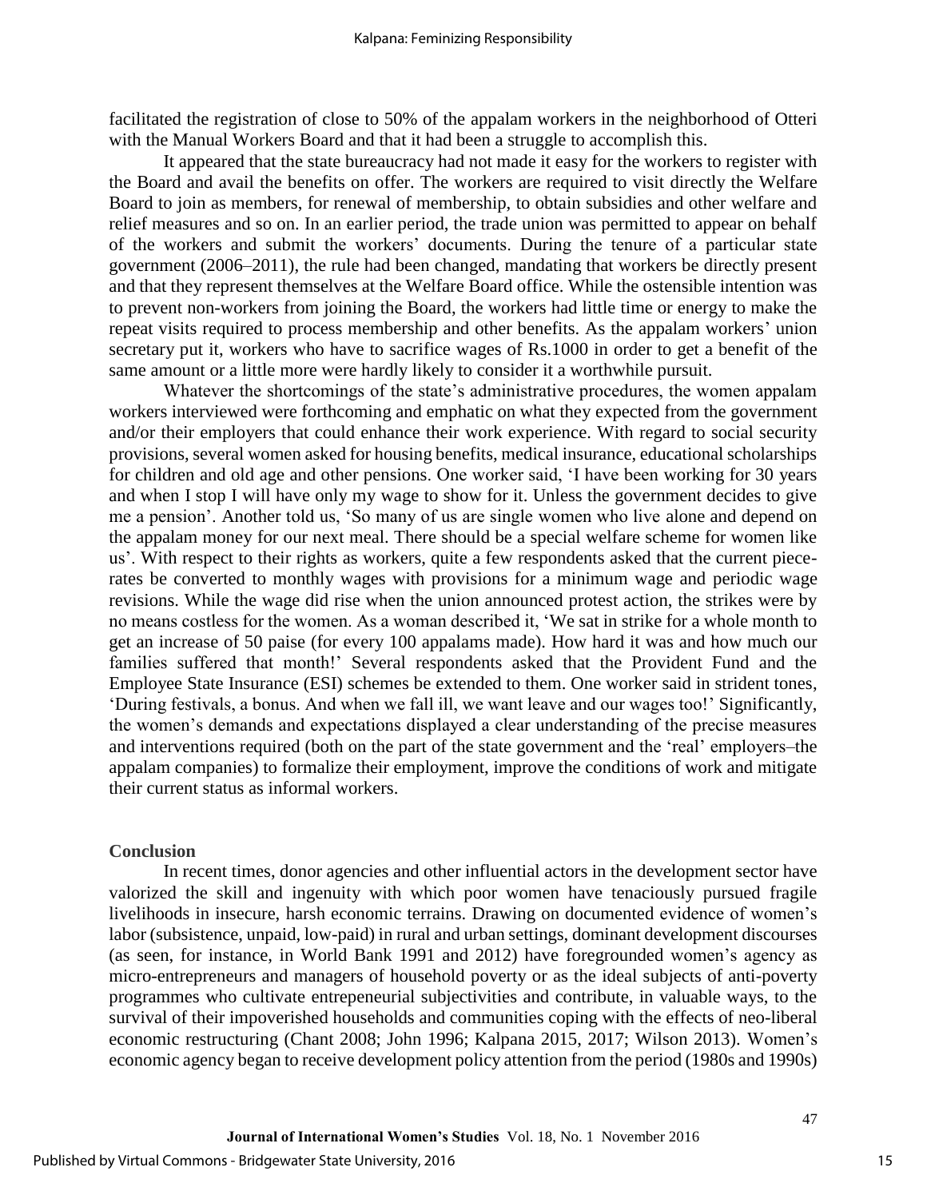facilitated the registration of close to 50% of the appalam workers in the neighborhood of Otteri with the Manual Workers Board and that it had been a struggle to accomplish this.

It appeared that the state bureaucracy had not made it easy for the workers to register with the Board and avail the benefits on offer. The workers are required to visit directly the Welfare Board to join as members, for renewal of membership, to obtain subsidies and other welfare and relief measures and so on. In an earlier period, the trade union was permitted to appear on behalf of the workers and submit the workers' documents. During the tenure of a particular state government (2006–2011), the rule had been changed, mandating that workers be directly present and that they represent themselves at the Welfare Board office. While the ostensible intention was to prevent non-workers from joining the Board, the workers had little time or energy to make the repeat visits required to process membership and other benefits. As the appalam workers' union secretary put it, workers who have to sacrifice wages of Rs.1000 in order to get a benefit of the same amount or a little more were hardly likely to consider it a worthwhile pursuit.

Whatever the shortcomings of the state's administrative procedures, the women appalam workers interviewed were forthcoming and emphatic on what they expected from the government and/or their employers that could enhance their work experience. With regard to social security provisions, several women asked for housing benefits, medical insurance, educational scholarships for children and old age and other pensions. One worker said, 'I have been working for 30 years and when I stop I will have only my wage to show for it. Unless the government decides to give me a pension'. Another told us, 'So many of us are single women who live alone and depend on the appalam money for our next meal. There should be a special welfare scheme for women like us'. With respect to their rights as workers, quite a few respondents asked that the current piece-rates be converted to monthly wages with provisions for a minimum wage and periodic wage revisions. While the wage did rise when the union announced protest action, the strikes were by no means costless for the women. As a woman described it, 'We sat in strike for a whole month to get an increase of 50 paise (for every 100 appalams made). How hard it was and how much our families suffered that month!' Several respondents asked that the Provident Fund and the Employee State Insurance (ESI) schemes be extended to them. One worker said in strident tones, 'During festivals, a bonus. And when we fall ill, we want leave and our wages too!' Significantly, the women's demands and expectations displayed a clear understanding of the precise measures and interventions required (both on the part of the state government and the 'real' employers–the appalam companies) to formalize their employment, improve the conditions of work and mitigate their current status as informal workers.

## Conclusion

In recent times, donor agencies and other influential actors in the development sector have valorized the skill and ingenuity with which poor women have tenaciously pursued fragile livelihoods in insecure, harsh economic terrains. Drawing on documented evidence of women's labor (subsistence, unpaid, low-paid) in rural and urban settings, dominant development discourses (as seen, for instance, in World Bank 1991 and 2012) have foregrounded women's agency as micro-entrepreneurs and managers of household poverty or as the ideal subjects of anti-poverty programmes who cultivate entrepeneurial subjectivities and contribute, in valuable ways, to the survival of their impoverished households and communities coping with the effects of neo-liberal economic restructuring (Chant 2008; John 1996; Kalpana 2015, 2017; Wilson 2013). Women's economic agency began to receive development policy attention from the period (1980s and 1990s)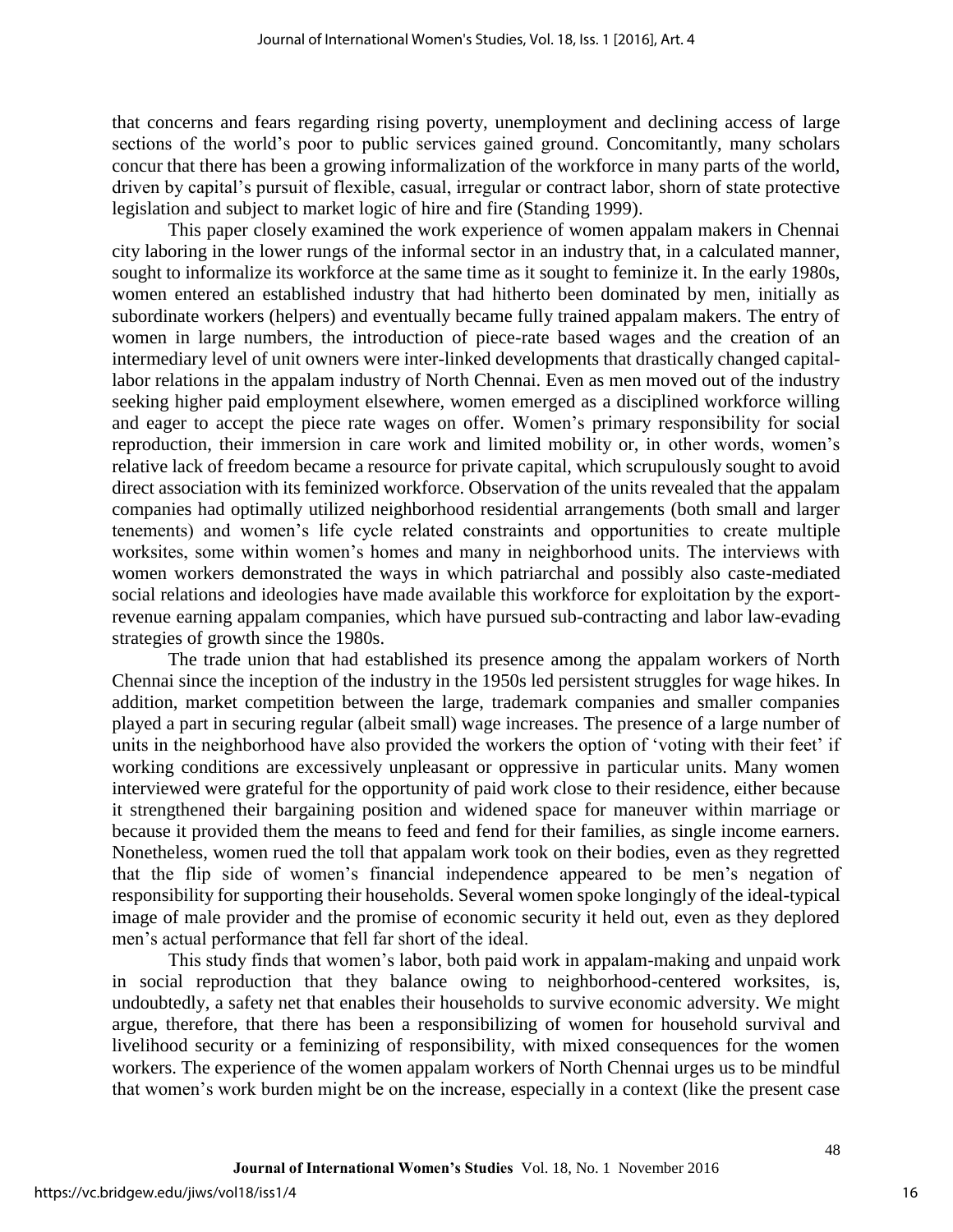that concerns and fears regarding rising poverty, unemployment and declining access of large sections of the world's poor to public services gained ground. Concomitantly, many scholars concur that there has been a growing informalization of the workforce in many parts of the world, driven by capital's pursuit of flexible, casual, irregular or contract labor, shorn of state protective legislation and subject to market logic of hire and fire (Standing 1999).

This paper closely examined the work experience of women appalam makers in Chennai city laboring in the lower rungs of the informal sector in an industry that, in a calculated manner, sought to informalize its workforce at the same time as it sought to feminize it. In the early 1980s, women entered an established industry that had hitherto been dominated by men, initially as subordinate workers (helpers) and eventually became fully trained appalam makers. The entry of women in large numbers, the introduction of piece-rate based wages and the creation of an intermediary level of unit owners were inter-linked developments that drastically changed capital-labor relations in the appalam industry of North Chennai. Even as men moved out of the industry seeking higher paid employment elsewhere, women emerged as a disciplined workforce willing and eager to accept the piece rate wages on offer. Women's primary responsibility for social reproduction, their immersion in care work and limited mobility or, in other words, women's relative lack of freedom became a resource for private capital, which scrupulously sought to avoid direct association with its feminized workforce. Observation of the units revealed that the appalam companies had optimally utilized neighborhood residential arrangements (both small and larger tenements) and women's life cycle related constraints and opportunities to create multiple worksites, some within women's homes and many in neighborhood units. The interviews with women workers demonstrated the ways in which patriarchal and possibly also caste-mediated social relations and ideologies have made available this workforce for exploitation by the export-revenue earning appalam companies, which have pursued sub-contracting and labor law-evading strategies of growth since the 1980s.

The trade union that had established its presence among the appalam workers of North Chennai since the inception of the industry in the 1950s led persistent struggles for wage hikes. In addition, market competition between the large, trademark companies and smaller companies played a part in securing regular (albeit small) wage increases. The presence of a large number of units in the neighborhood have also provided the workers the option of 'voting with their feet' if working conditions are excessively unpleasant or oppressive in particular units. Many women interviewed were grateful for the opportunity of paid work close to their residence, either because it strengthened their bargaining position and widened space for maneuver within marriage or because it provided them the means to feed and fend for their families, as single income earners. Nonetheless, women rued the toll that appalam work took on their bodies, even as they regretted that the flip side of women's financial independence appeared to be men's negation of responsibility for supporting their households. Several women spoke longingly of the ideal-typical image of male provider and the promise of economic security it held out, even as they deplored men's actual performance that fell far short of the ideal.

This study finds that women's labor, both paid work in appalam-making and unpaid work in social reproduction that they balance owing to neighborhood-centered worksites, is, undoubtedly, a safety net that enables their households to survive economic adversity. We might argue, therefore, that there has been a responsibilizing of women for household survival and livelihood security or a feminizing of responsibility, with mixed consequences for the women workers. The experience of the women appalam workers of North Chennai urges us to be mindful that women's work burden might be on the increase, especially in a context (like the present case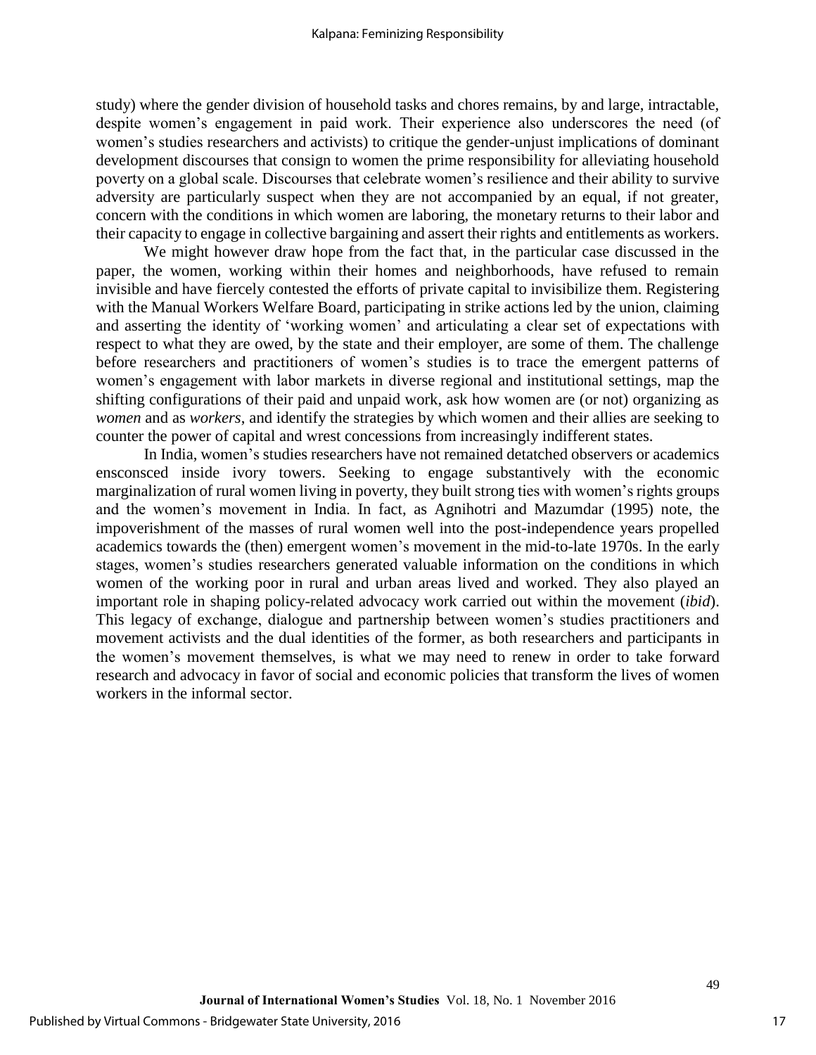study) where the gender division of household tasks and chores remains, by and large, intractable, despite women's engagement in paid work. Their experience also underscores the need (of women's studies researchers and activists) to critique the gender-unjust implications of dominant development discourses that consign to women the prime responsibility for alleviating household poverty on a global scale. Discourses that celebrate women's resilience and their ability to survive adversity are particularly suspect when they are not accompanied by an equal, if not greater, concern with the conditions in which women are laboring, the monetary returns to their labor and their capacity to engage in collective bargaining and assert their rights and entitlements as workers.

We might however draw hope from the fact that, in the particular case discussed in the paper, the women, working within their homes and neighborhoods, have refused to remain invisible and have fiercely contested the efforts of private capital to invisibilize them. Registering with the Manual Workers Welfare Board, participating in strike actions led by the union, claiming and asserting the identity of 'working women' and articulating a clear set of expectations with respect to what they are owed, by the state and their employer, are some of them. The challenge before researchers and practitioners of women's studies is to trace the emergent patterns of women's engagement with labor markets in diverse regional and institutional settings, map the shifting configurations of their paid and unpaid work, ask how women are (or not) organizing as *women* and as *workers*, and identify the strategies by which women and their allies are seeking to counter the power of capital and wrest concessions from increasingly indifferent states.

In India, women's studies researchers have not remained detatched observers or academics ensconsced inside ivory towers. Seeking to engage substantively with the economic marginalization of rural women living in poverty, they built strong ties with women's rights groups and the women's movement in India. In fact, as Agnihotri and Mazumdar (1995) note, the impoverishment of the masses of rural women well into the post-independence years propelled academics towards the (then) emergent women's movement in the mid-to-late 1970s. In the early stages, women's studies researchers generated valuable information on the conditions in which women of the working poor in rural and urban areas lived and worked. They also played an important role in shaping policy-related advocacy work carried out within the movement (*ibid*). This legacy of exchange, dialogue and partnership between women's studies practitioners and movement activists and the dual identities of the former, as both researchers and participants in the women's movement themselves, is what we may need to renew in order to take forward research and advocacy in favor of social and economic policies that transform the lives of women workers in the informal sector.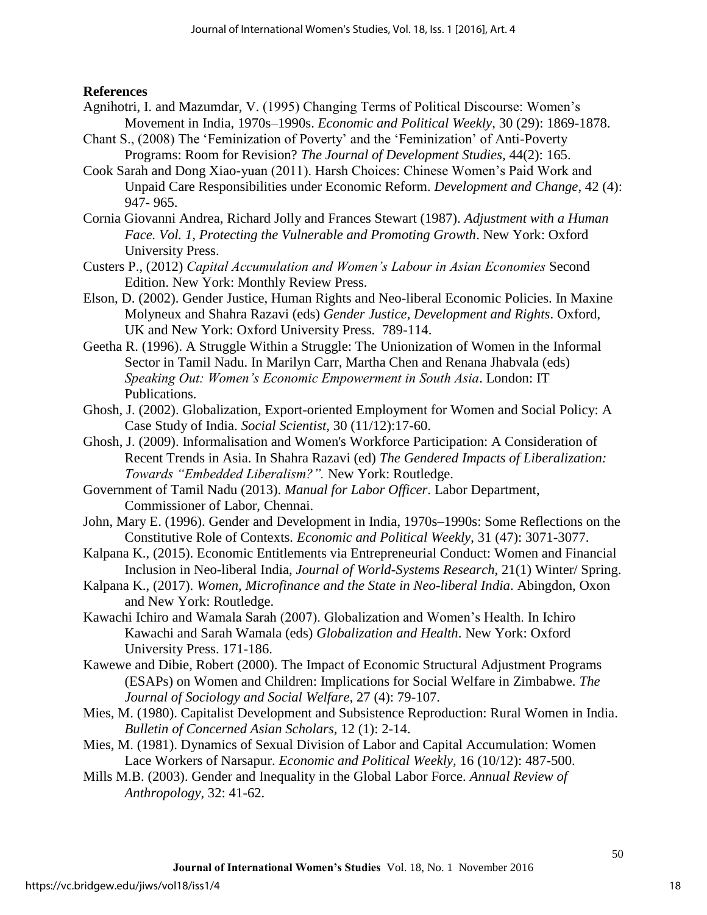## References

Agnihotri, I. and Mazumdar, V. (1995) Changing Terms of Political Discourse: Women's Movement in India, 1970s–1990s. *Economic and Political Weekly*, 30 (29): 1869-1878.

Chant S., (2008) The 'Feminization of Poverty' and the 'Feminization' of Anti-Poverty Programs: Room for Revision? *The Journal of Development Studies*, 44(2): 165.

Cook Sarah and Dong Xiao-yuan (2011). Harsh Choices: Chinese Women's Paid Work and Unpaid Care Responsibilities under Economic Reform. *Development and Change*, 42 (4): 947- 965.

Cornia Giovanni Andrea, Richard Jolly and Frances Stewart (1987). *Adjustment with a Human Face. Vol. 1, Protecting the Vulnerable and Promoting Growth*. New York: Oxford University Press.

Custers P., (2012) *Capital Accumulation and Women's Labour in Asian Economies* Second Edition. New York: Monthly Review Press.

Elson, D. (2002). Gender Justice, Human Rights and Neo-liberal Economic Policies. In Maxine Molyneux and Shahra Razavi (eds) *Gender Justice, Development and Rights*. Oxford, UK and New York: Oxford University Press. 789-114.

Geetha R. (1996). A Struggle Within a Struggle: The Unionization of Women in the Informal Sector in Tamil Nadu. In Marilyn Carr, Martha Chen and Renana Jhabvala (eds) *Speaking Out: Women's Economic Empowerment in South Asia*. London: IT Publications.

Ghosh, J. (2002). Globalization, Export-oriented Employment for Women and Social Policy: A Case Study of India. *Social Scientist*, 30 (11/12):17-60.

Ghosh, J. (2009). Informalisation and Women's Workforce Participation: A Consideration of Recent Trends in Asia. In Shahra Razavi (ed) *The Gendered Impacts of Liberalization: Towards "Embedded Liberalism?".* New York: Routledge.

Government of Tamil Nadu (2013). *Manual for Labor Officer*. Labor Department, Commissioner of Labor, Chennai.

John, Mary E. (1996). Gender and Development in India, 1970s–1990s: Some Reflections on the Constitutive Role of Contexts. *Economic and Political Weekly*, 31 (47): 3071-3077.

Kalpana K., (2015). Economic Entitlements via Entrepreneurial Conduct: Women and Financial Inclusion in Neo-liberal India, *Journal of World-Systems Research*, 21(1) Winter/ Spring.

Kalpana K., (2017). *Women, Microfinance and the State in Neo-liberal India*. Abingdon, Oxon and New York: Routledge.

Kawachi Ichiro and Wamala Sarah (2007). Globalization and Women's Health. In Ichiro Kawachi and Sarah Wamala (eds) *Globalization and Health*. New York: Oxford University Press. 171-186.

Kawewe and Dibie, Robert (2000). The Impact of Economic Structural Adjustment Programs (ESAPs) on Women and Children: Implications for Social Welfare in Zimbabwe. *The Journal of Sociology and Social Welfare*, 27 (4): 79-107.

Mies, M. (1980). Capitalist Development and Subsistence Reproduction: Rural Women in India. *Bulletin of Concerned Asian Scholars*, 12 (1): 2-14.

Mies, M. (1981). Dynamics of Sexual Division of Labor and Capital Accumulation: Women Lace Workers of Narsapur. *Economic and Political Weekly*, 16 (10/12): 487-500.

Mills M.B. (2003). Gender and Inequality in the Global Labor Force. *Annual Review of Anthropology*, 32: 41-62.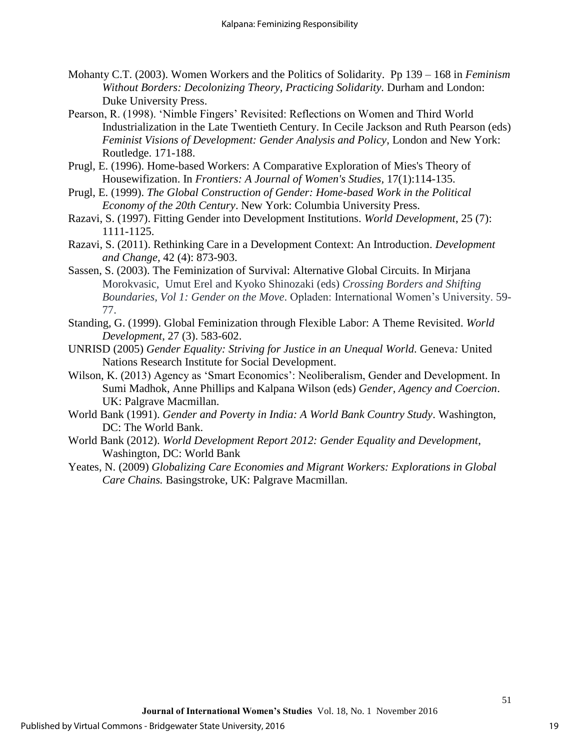Mohanty C.T. (2003). Women Workers and the Politics of Solidarity. Pp 139 – 168 in *Feminism Without Borders: Decolonizing Theory, Practicing Solidarity*. Durham and London: Duke University Press.

Pearson, R. (1998). 'Nimble Fingers' Revisited: Reflections on Women and Third World Industrialization in the Late Twentieth Century. In Cecile Jackson and Ruth Pearson (eds) *Feminist Visions of Development: Gender Analysis and Policy*, London and New York: Routledge. 171-188.

Prugl, E. (1996). Home-based Workers: A Comparative Exploration of Mies's Theory of Housewifization. In *Frontiers: A Journal of Women's Studies*, 17(1):114-135.

Prugl, E. (1999). *The Global Construction of Gender: Home-based Work in the Political Economy of the 20th Century*. New York: Columbia University Press.

Razavi, S. (1997). Fitting Gender into Development Institutions. *World Development*, 25 (7): 1111-1125.

Razavi, S. (2011). Rethinking Care in a Development Context: An Introduction. *Development and Change*, 42 (4): 873-903.

Sassen, S. (2003). The Feminization of Survival: Alternative Global Circuits. In Mirjana Morokvasic, Umut Erel and Kyoko Shinozaki (eds) *Crossing Borders and Shifting Boundaries, Vol 1: Gender on the Move*. Opladen: International Women's University. 59-77.

Standing, G. (1999). Global Feminization through Flexible Labor: A Theme Revisited. *World Development*, 27 (3). 583-602.

UNRISD (2005) *Gender Equality: Striving for Justice in an Unequal World*. Geneva: United Nations Research Institute for Social Development.

Wilson, K. (2013) Agency as 'Smart Economics': Neoliberalism, Gender and Development. In Sumi Madhok, Anne Phillips and Kalpana Wilson (eds) *Gender, Agency and Coercion*. UK: Palgrave Macmillan.

World Bank (1991). *Gender and Poverty in India: A World Bank Country Study*. Washington, DC: The World Bank.

World Bank (2012). *World Development Report 2012: Gender Equality and Development*, Washington, DC: World Bank

Yeates, N. (2009) *Globalizing Care Economies and Migrant Workers: Explorations in Global Care Chains.* Basingstroke, UK: Palgrave Macmillan.